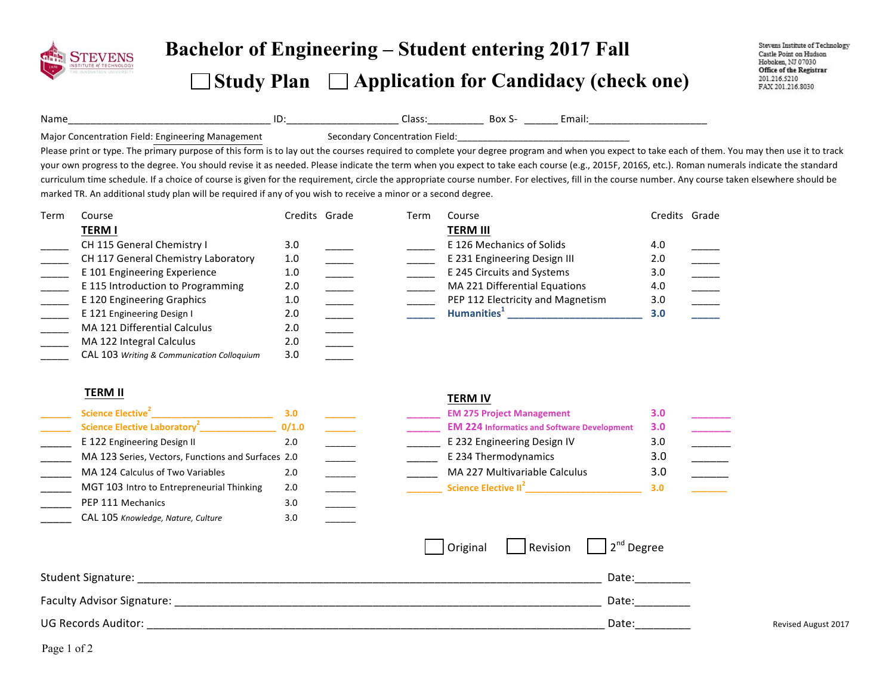Stevens Institute of Technology
Castle Point on Hudson
Hoboken, NJ 07030
Office of the Registrar
201.216.5210
FAX 201.216.8030

# Bachelor of Engineering – Student entering 2017 Fall

## ☐ Study Plan ☐ Application for Candidacy (check one)

Name____________________________________ ID:____________________ Class:__________ Box S- ______ Email:_____________________

Major Concentration Field: Engineering Management Secondary Concentration Field:__________________________________

Please print or type. The primary purpose of this form is to lay out the courses required to complete your degree program and when you expect to take each of them. You may then use it to track your own progress to the degree. You should revise it as needed. Please indicate the term when you expect to take each course (e.g., 2015F, 2016S, etc.). Roman numerals indicate the standard curriculum time schedule. If a choice of course is given for the requirement, circle the appropriate course number. For electives, fill in the course number. Any course taken elsewhere should be marked TR. An additional study plan will be required if any of you wish to receive a minor or a second degree.

### TERM I

| Term | Course | Credits | Grade |
|---|---|---|---|
| _____ | CH 115 General Chemistry I | 3.0 | _____ |
| _____ | CH 117 General Chemistry Laboratory | 1.0 | _____ |
| _____ | E 101 Engineering Experience | 1.0 | _____ |
| _____ | E 115 Introduction to Programming | 2.0 | _____ |
| _____ | E 120 Engineering Graphics | 1.0 | _____ |
| _____ | E 121 Engineering Design I | 2.0 | _____ |
| _____ | MA 121 Differential Calculus | 2.0 | _____ |
| _____ | MA 122 Integral Calculus | 2.0 | _____ |
| _____ | CAL 103 *Writing & Communication Colloquium* | 3.0 | _____ |

### TERM II

| Term | Course | Credits | Grade |
|---|---|---|---|
| ______ | Science Elective[2] _______________________ | 3.0 | ______ |
| ______ | Science Elective Laboratory[2] ______________ | 0/1.0 | ______ |
| ______ | E 122 Engineering Design II | 2.0 | ______ |
| ______ | MA 123 Series, Vectors, Functions and Surfaces | 2.0 | ______ |
| ______ | MA 124 Calculus of Two Variables | 2.0 | ______ |
| ______ | MGT 103 Intro to Entrepreneurial Thinking | 2.0 | ______ |
| ______ | PEP 111 Mechanics | 3.0 | ______ |
| ______ | CAL 105 *Knowledge, Nature, Culture* | 3.0 | ______ |

### TERM III

| Term | Course | Credits | Grade |
|---|---|---|---|
| _____ | E 126 Mechanics of Solids | 4.0 | _____ |
| _____ | E 231 Engineering Design III | 2.0 | _____ |
| _____ | E 245 Circuits and Systems | 3.0 | _____ |
| _____ | MA 221 Differential Equations | 4.0 | _____ |
| _____ | PEP 112 Electricity and Magnetism | 3.0 | _____ |
| _____ | Humanities[1] _________________________ | 3.0 | _____ |

### TERM IV

| Term | Course | Credits | Grade |
|---|---|---|---|
| ______ | EM 275 Project Management | 3.0 | _______ |
| ______ | EM 224 Informatics and Software Development | 3.0 | _______ |
| ______ | E 232 Engineering Design IV | 3.0 | _______ |
| ______ | E 234 Thermodynamics | 3.0 | ______ |
| ______ | MA 227 Multivariable Calculus | 3.0 | ______ |
| ______ | Science Elective II[2] ______________________ | 3.0 | ______ |

☐ Original ☐ Revision ☐ 2nd Degree

Student Signature: ____________________________________________________________ Date:_________

Faculty Advisor Signature: _______________________________________________________ Date:_________

UG Records Auditor: __________________________________________________________ Date:_________

Revised August 2017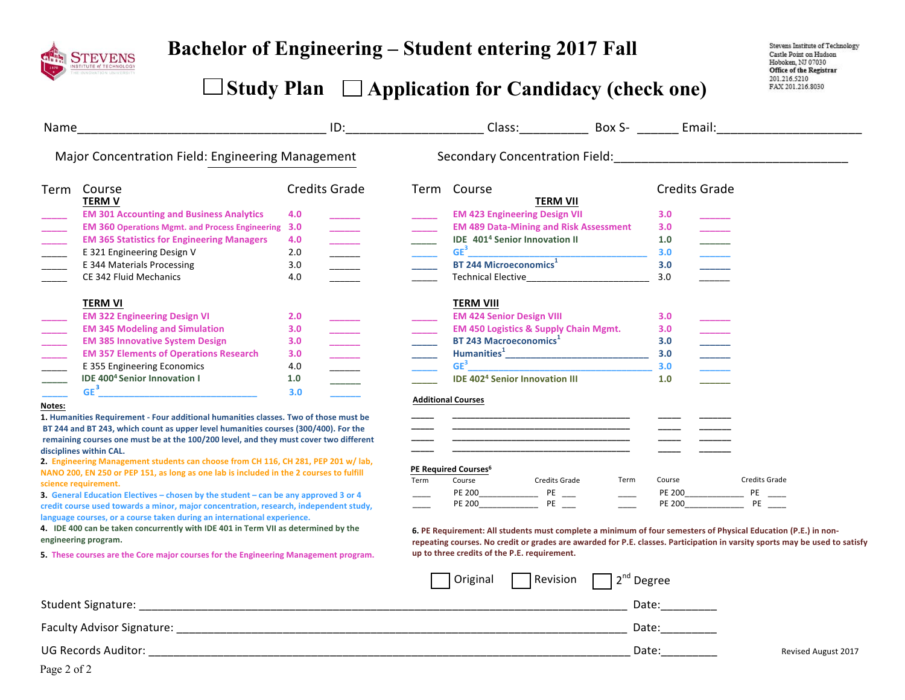# Bachelor of Engineering – Student entering 2017 Fall

☐ Study Plan ☐ Application for Candidacy (check one)

Stevens Institute of Technology
Castle Point on Hudson
Hoboken, NJ 07030
Office of the Registrar
201.216.5210
FAX 201.216.8030

Name\_\_\_\_\_\_\_\_\_\_\_\_\_\_\_\_\_\_\_\_\_\_\_\_\_\_\_\_\_\_\_\_\_\_\_\_ ID:\_\_\_\_\_\_\_\_\_\_\_\_\_\_\_\_\_\_\_\_ Class:\_\_\_\_\_\_\_\_\_\_ Box S- \_\_\_\_\_\_ Email:\_\_\_\_\_\_\_\_\_\_\_\_\_\_\_\_\_\_\_\_\_

Major Concentration Field: Engineering Management

Secondary Concentration Field:\_\_\_\_\_\_\_\_\_\_\_\_\_\_\_\_\_\_\_\_\_\_\_\_\_\_\_\_\_\_\_\_\_\_\_

| Term | Course | Credits | Grade |
|---|---|---|---|
| | **TERM V** | | |
| _____ | EM 301 Accounting and Business Analytics | 4.0 | ______ |
| _____ | EM 360 Operations Mgmt. and Process Engineering | 3.0 | ______ |
| _____ | EM 365 Statistics for Engineering Managers | 4.0 | ______ |
| _____ | E 321 Engineering Design V | 2.0 | ______ |
| _____ | E 344 Materials Processing | 3.0 | ______ |
| _____ | CE 342 Fluid Mechanics | 4.0 | ______ |
| | **TERM VI** | | |
| _____ | EM 322 Engineering Design VI | 2.0 | ______ |
| _____ | EM 345 Modeling and Simulation | 3.0 | ______ |
| _____ | EM 385 Innovative System Design | 3.0 | ______ |
| _____ | EM 357 Elements of Operations Research | 3.0 | ______ |
| _____ | E 355 Engineering Economics | 4.0 | ______ |
| _____ | IDE 400[4] Senior Innovation I | 1.0 | ______ |
| _____ | GE[3]\_\_\_\_\_\_\_\_\_\_\_\_\_\_\_\_\_\_\_\_\_\_\_\_\_\_\_\_\_\_ | 3.0 | ______ |
| | **TERM VII** | | |
| _____ | EM 423 Engineering Design VII | 3.0 | ______ |
| _____ | EM 489 Data-Mining and Risk Assessment | 3.0 | ______ |
| _____ | IDE 401[4] Senior Innovation II | 1.0 | ______ |
| _____ | GE[3]\_\_\_\_\_\_\_\_\_\_\_\_\_\_\_\_\_\_\_\_\_\_\_\_\_\_\_\_\_\_ | 3.0 | ______ |
| _____ | BT 244 Microeconomics[1] | 3.0 | ______ |
| _____ | Technical Elective\_\_\_\_\_\_\_\_\_\_\_\_\_\_\_\_\_\_\_\_\_\_\_ | 3.0 | ______ |
| | **TERM VIII** | | |
| _____ | EM 424 Senior Design VIII | 3.0 | ______ |
| _____ | EM 450 Logistics & Supply Chain Mgmt. | 3.0 | ______ |
| _____ | BT 243 Macroeconomics[1] | 3.0 | ______ |
| _____ | Humanities[1]\_\_\_\_\_\_\_\_\_\_\_\_\_\_\_\_\_\_\_\_\_\_\_\_\_\_ | 3.0 | ______ |
| _____ | GE[3]\_\_\_\_\_\_\_\_\_\_\_\_\_\_\_\_\_\_\_\_\_\_\_\_\_\_\_\_\_\_ | 3.0 | ______ |
| _____ | IDE 402[4] Senior Innovation III | 1.0 | ______ |

**Additional Courses**

| Term | Course | Credits | Grade |
|---|---|---|---|
| _____ | \_\_\_\_\_\_\_\_\_\_\_\_\_\_\_\_\_\_\_\_\_\_\_\_\_\_\_\_\_\_\_\_\_\_\_ | _____ | ______ |
| _____ | \_\_\_\_\_\_\_\_\_\_\_\_\_\_\_\_\_\_\_\_\_\_\_\_\_\_\_\_\_\_\_\_\_\_\_ | _____ | ______ |
| _____ | \_\_\_\_\_\_\_\_\_\_\_\_\_\_\_\_\_\_\_\_\_\_\_\_\_\_\_\_\_\_\_\_\_\_\_ | _____ | ______ |
| _____ | \_\_\_\_\_\_\_\_\_\_\_\_\_\_\_\_\_\_\_\_\_\_\_\_\_\_\_\_\_\_\_\_\_\_\_ | _____ | ______ |

**PE Required Courses[6]**

| Term | Course | Credits | Grade | Term | Course | Credits | Grade |
|---|---|---|---|---|---|---|---|
| ____ | PE 200\_\_\_\_\_\_\_\_\_\_\_\_ | PE | ___ | ____ | PE 200\_\_\_\_\_\_\_\_\_\_\_\_ | PE | ___ |
| ____ | PE 200\_\_\_\_\_\_\_\_\_\_\_\_ | PE | ___ | ____ | PE 200\_\_\_\_\_\_\_\_\_\_\_\_ | PE | ___ |

**Notes:**

1. Humanities Requirement - Four additional humanities classes. Two of those must be BT 244 and BT 243, which count as upper level humanities courses (300/400). For the remaining courses one must be at the 100/200 level, and they must cover two different disciplines within CAL.
2. Engineering Management students can choose from CH 116, CH 281, PEP 201 w/ lab, NANO 200, EN 250 or PEP 151, as long as one lab is included in the 2 courses to fulfill science requirement.
3. General Education Electives – chosen by the student – can be any approved 3 or 4 credit course used towards a minor, major concentration, research, independent study, language courses, or a course taken during an international experience.
4. IDE 400 can be taken concurrently with IDE 401 in Term VII as determined by the engineering program.
5. These courses are the Core major courses for the Engineering Management program.
6. PE Requirement: All students must complete a minimum of four semesters of Physical Education (P.E.) in non-repeating courses. No credit or grades are awarded for P.E. classes. Participation in varsity sports may be used to satisfy up to three credits of the P.E. requirement.

☐ Original ☐ Revision ☐ 2nd Degree

Student Signature: \_\_\_\_\_\_\_\_\_\_\_\_\_\_\_\_\_\_\_\_\_\_\_\_\_\_\_\_\_\_\_\_\_\_\_\_\_\_\_\_\_\_\_\_\_\_\_\_\_\_\_\_\_\_\_\_\_\_\_\_ Date:\_\_\_\_\_\_\_\_\_

Faculty Advisor Signature: \_\_\_\_\_\_\_\_\_\_\_\_\_\_\_\_\_\_\_\_\_\_\_\_\_\_\_\_\_\_\_\_\_\_\_\_\_\_\_\_\_\_\_\_\_\_\_\_\_\_\_\_\_\_\_\_ Date:\_\_\_\_\_\_\_\_\_

UG Records Auditor: \_\_\_\_\_\_\_\_\_\_\_\_\_\_\_\_\_\_\_\_\_\_\_\_\_\_\_\_\_\_\_\_\_\_\_\_\_\_\_\_\_\_\_\_\_\_\_\_\_\_\_\_\_\_\_\_\_\_\_\_\_ Date:\_\_\_\_\_\_\_\_\_

Revised August 2017